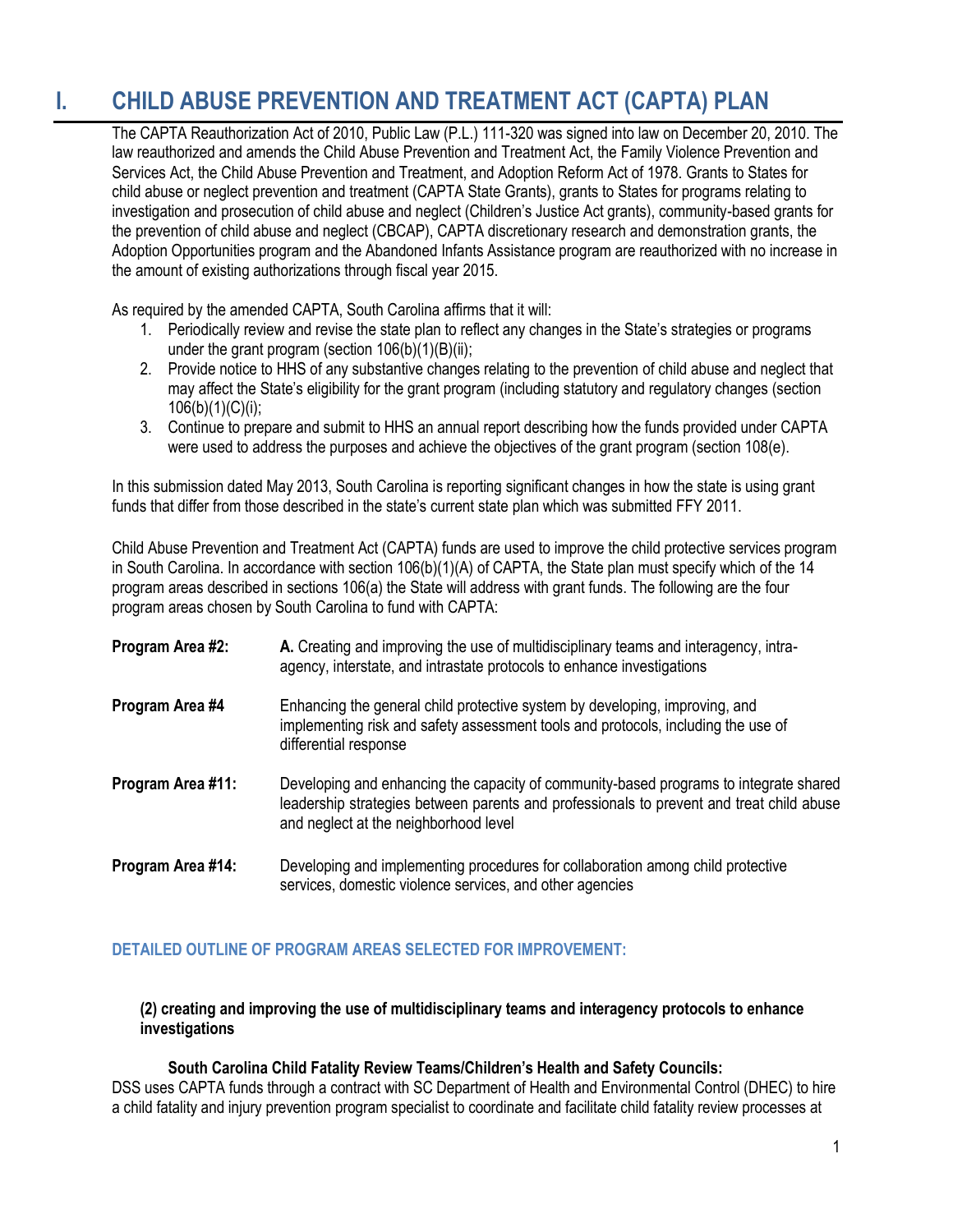# I. CHILD ABUSE PREVENTION AND TREATMENT ACT (CAPTA) PLAN

The CAPTA Reauthorization Act of 2010, Public Law (P.L.) 111-320 was signed into law on December 20, 2010. The law reauthorized and amends the Child Abuse Prevention and Treatment Act, the Family Violence Prevention and Services Act, the Child Abuse Prevention and Treatment, and Adoption Reform Act of 1978. Grants to States for child abuse or neglect prevention and treatment (CAPTA State Grants), grants to States for programs relating to investigation and prosecution of child abuse and neglect (Children's Justice Act grants), community-based grants for the prevention of child abuse and neglect (CBCAP), CAPTA discretionary research and demonstration grants, the Adoption Opportunities program and the Abandoned Infants Assistance program are reauthorized with no increase in the amount of existing authorizations through fiscal year 2015.

As required by the amended CAPTA, South Carolina affirms that it will:

1. Periodically review and revise the state plan to reflect any changes in the State's strategies or programs under the grant program (section 106(b)(1)(B)(ii);
2. Provide notice to HHS of any substantive changes relating to the prevention of child abuse and neglect that may affect the State's eligibility for the grant program (including statutory and regulatory changes (section 106(b)(1)(C)(i);
3. Continue to prepare and submit to HHS an annual report describing how the funds provided under CAPTA were used to address the purposes and achieve the objectives of the grant program (section 108(e).

In this submission dated May 2013, South Carolina is reporting significant changes in how the state is using grant funds that differ from those described in the state's current state plan which was submitted FFY 2011.

Child Abuse Prevention and Treatment Act (CAPTA) funds are used to improve the child protective services program in South Carolina. In accordance with section 106(b)(1)(A) of CAPTA, the State plan must specify which of the 14 program areas described in sections 106(a) the State will address with grant funds. The following are the four program areas chosen by South Carolina to fund with CAPTA:

| | |
|---|---|
| **Program Area #2:** | **A.** Creating and improving the use of multidisciplinary teams and interagency, intra-agency, interstate, and intrastate protocols to enhance investigations |
| **Program Area #4** | Enhancing the general child protective system by developing, improving, and implementing risk and safety assessment tools and protocols, including the use of differential response |
| **Program Area #11:** | Developing and enhancing the capacity of community-based programs to integrate shared leadership strategies between parents and professionals to prevent and treat child abuse and neglect at the neighborhood level |
| **Program Area #14:** | Developing and implementing procedures for collaboration among child protective services, domestic violence services, and other agencies |

### DETAILED OUTLINE OF PROGRAM AREAS SELECTED FOR IMPROVEMENT:

**(2) creating and improving the use of multidisciplinary teams and interagency protocols to enhance investigations**

**South Carolina Child Fatality Review Teams/Children's Health and Safety Councils:**

DSS uses CAPTA funds through a contract with SC Department of Health and Environmental Control (DHEC) to hire a child fatality and injury prevention program specialist to coordinate and facilitate child fatality review processes at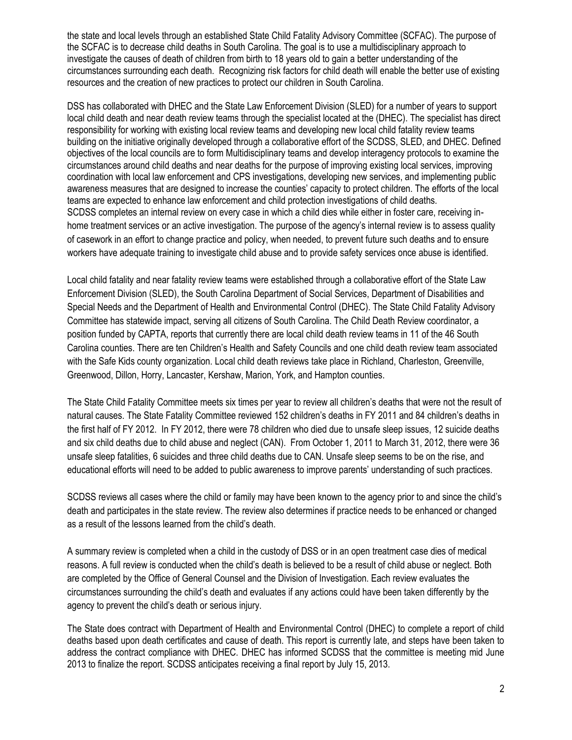the state and local levels through an established State Child Fatality Advisory Committee (SCFAC). The purpose of the SCFAC is to decrease child deaths in South Carolina. The goal is to use a multidisciplinary approach to investigate the causes of death of children from birth to 18 years old to gain a better understanding of the circumstances surrounding each death. Recognizing risk factors for child death will enable the better use of existing resources and the creation of new practices to protect our children in South Carolina.

DSS has collaborated with DHEC and the State Law Enforcement Division (SLED) for a number of years to support local child death and near death review teams through the specialist located at the (DHEC). The specialist has direct responsibility for working with existing local review teams and developing new local child fatality review teams building on the initiative originally developed through a collaborative effort of the SCDSS, SLED, and DHEC. Defined objectives of the local councils are to form Multidisciplinary teams and develop interagency protocols to examine the circumstances around child deaths and near deaths for the purpose of improving existing local services, improving coordination with local law enforcement and CPS investigations, developing new services, and implementing public awareness measures that are designed to increase the counties' capacity to protect children. The efforts of the local teams are expected to enhance law enforcement and child protection investigations of child deaths.
SCDSS completes an internal review on every case in which a child dies while either in foster care, receiving in-home treatment services or an active investigation. The purpose of the agency's internal review is to assess quality of casework in an effort to change practice and policy, when needed, to prevent future such deaths and to ensure workers have adequate training to investigate child abuse and to provide safety services once abuse is identified.

Local child fatality and near fatality review teams were established through a collaborative effort of the State Law Enforcement Division (SLED), the South Carolina Department of Social Services, Department of Disabilities and Special Needs and the Department of Health and Environmental Control (DHEC). The State Child Fatality Advisory Committee has statewide impact, serving all citizens of South Carolina. The Child Death Review coordinator, a position funded by CAPTA, reports that currently there are local child death review teams in 11 of the 46 South Carolina counties. There are ten Children's Health and Safety Councils and one child death review team associated with the Safe Kids county organization. Local child death reviews take place in Richland, Charleston, Greenville, Greenwood, Dillon, Horry, Lancaster, Kershaw, Marion, York, and Hampton counties.

The State Child Fatality Committee meets six times per year to review all children's deaths that were not the result of natural causes. The State Fatality Committee reviewed 152 children's deaths in FY 2011 and 84 children's deaths in the first half of FY 2012. In FY 2012, there were 78 children who died due to unsafe sleep issues, 12 suicide deaths and six child deaths due to child abuse and neglect (CAN). From October 1, 2011 to March 31, 2012, there were 36 unsafe sleep fatalities, 6 suicides and three child deaths due to CAN. Unsafe sleep seems to be on the rise, and educational efforts will need to be added to public awareness to improve parents' understanding of such practices.

SCDSS reviews all cases where the child or family may have been known to the agency prior to and since the child's death and participates in the state review. The review also determines if practice needs to be enhanced or changed as a result of the lessons learned from the child's death.

A summary review is completed when a child in the custody of DSS or in an open treatment case dies of medical reasons. A full review is conducted when the child's death is believed to be a result of child abuse or neglect. Both are completed by the Office of General Counsel and the Division of Investigation. Each review evaluates the circumstances surrounding the child's death and evaluates if any actions could have been taken differently by the agency to prevent the child's death or serious injury.

The State does contract with Department of Health and Environmental Control (DHEC) to complete a report of child deaths based upon death certificates and cause of death. This report is currently late, and steps have been taken to address the contract compliance with DHEC. DHEC has informed SCDSS that the committee is meeting mid June 2013 to finalize the report. SCDSS anticipates receiving a final report by July 15, 2013.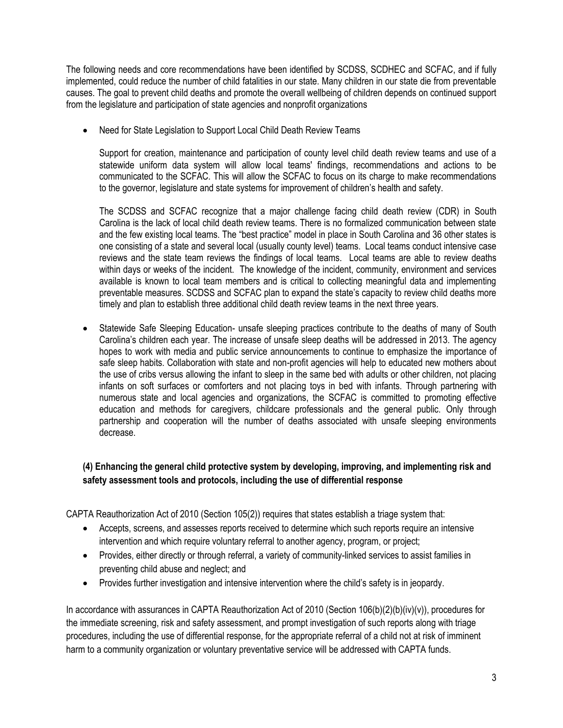The following needs and core recommendations have been identified by SCDSS, SCDHEC and SCFAC, and if fully implemented, could reduce the number of child fatalities in our state. Many children in our state die from preventable causes. The goal to prevent child deaths and promote the overall wellbeing of children depends on continued support from the legislature and participation of state agencies and nonprofit organizations

- Need for State Legislation to Support Local Child Death Review Teams

  Support for creation, maintenance and participation of county level child death review teams and use of a statewide uniform data system will allow local teams' findings, recommendations and actions to be communicated to the SCFAC. This will allow the SCFAC to focus on its charge to make recommendations to the governor, legislature and state systems for improvement of children's health and safety.

  The SCDSS and SCFAC recognize that a major challenge facing child death review (CDR) in South Carolina is the lack of local child death review teams. There is no formalized communication between state and the few existing local teams. The "best practice" model in place in South Carolina and 36 other states is one consisting of a state and several local (usually county level) teams. Local teams conduct intensive case reviews and the state team reviews the findings of local teams. Local teams are able to review deaths within days or weeks of the incident. The knowledge of the incident, community, environment and services available is known to local team members and is critical to collecting meaningful data and implementing preventable measures. SCDSS and SCFAC plan to expand the state's capacity to review child deaths more timely and plan to establish three additional child death review teams in the next three years.

- Statewide Safe Sleeping Education- unsafe sleeping practices contribute to the deaths of many of South Carolina's children each year. The increase of unsafe sleep deaths will be addressed in 2013. The agency hopes to work with media and public service announcements to continue to emphasize the importance of safe sleep habits. Collaboration with state and non-profit agencies will help to educated new mothers about the use of cribs versus allowing the infant to sleep in the same bed with adults or other children, not placing infants on soft surfaces or comforters and not placing toys in bed with infants. Through partnering with numerous state and local agencies and organizations, the SCFAC is committed to promoting effective education and methods for caregivers, childcare professionals and the general public. Only through partnership and cooperation will the number of deaths associated with unsafe sleeping environments decrease.

### (4) Enhancing the general child protective system by developing, improving, and implementing risk and safety assessment tools and protocols, including the use of differential response

CAPTA Reauthorization Act of 2010 (Section 105(2)) requires that states establish a triage system that:

- Accepts, screens, and assesses reports received to determine which such reports require an intensive intervention and which require voluntary referral to another agency, program, or project;
- Provides, either directly or through referral, a variety of community-linked services to assist families in preventing child abuse and neglect; and
- Provides further investigation and intensive intervention where the child's safety is in jeopardy.

In accordance with assurances in CAPTA Reauthorization Act of 2010 (Section 106(b)(2)(b)(iv)(v)), procedures for the immediate screening, risk and safety assessment, and prompt investigation of such reports along with triage procedures, including the use of differential response, for the appropriate referral of a child not at risk of imminent harm to a community organization or voluntary preventative service will be addressed with CAPTA funds.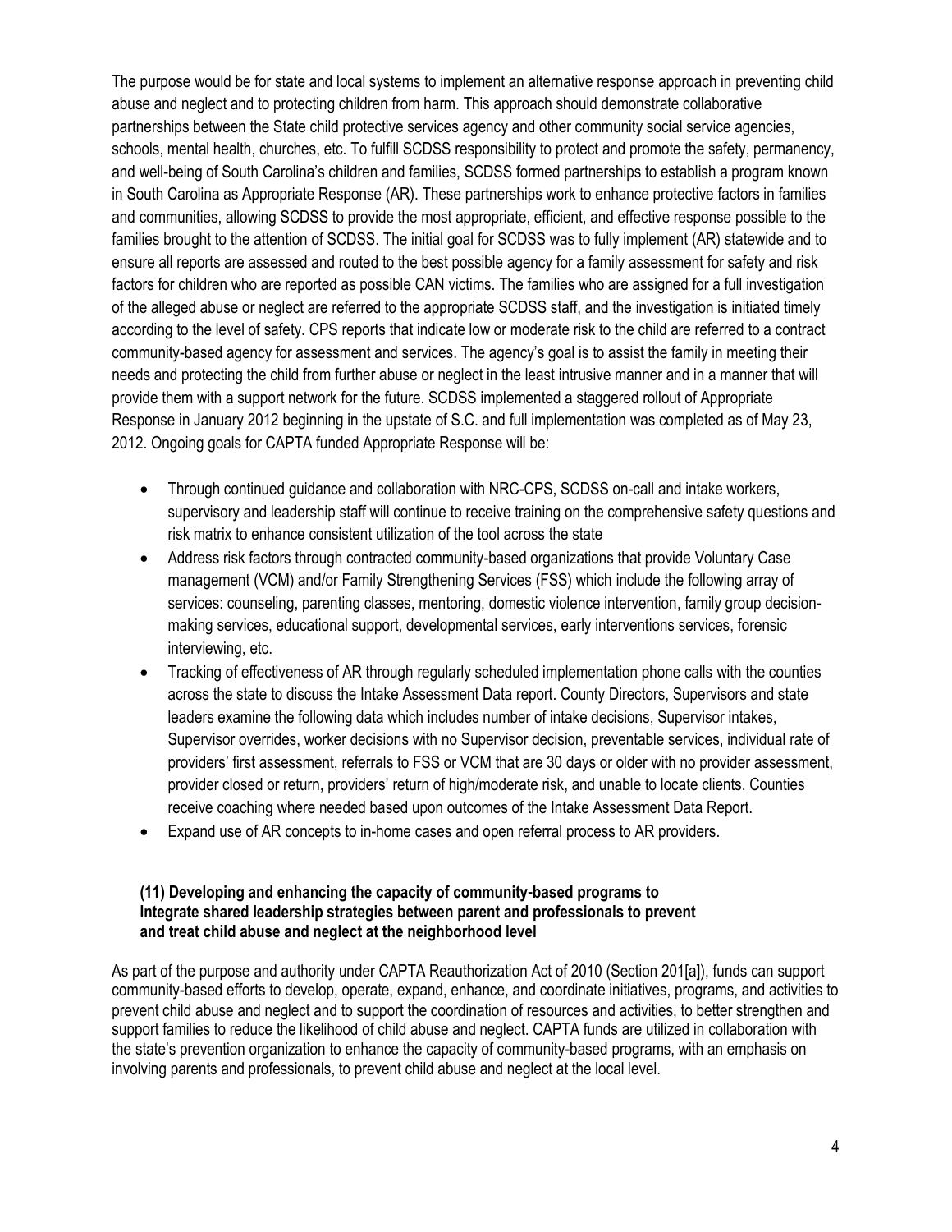The purpose would be for state and local systems to implement an alternative response approach in preventing child abuse and neglect and to protecting children from harm. This approach should demonstrate collaborative partnerships between the State child protective services agency and other community social service agencies, schools, mental health, churches, etc. To fulfill SCDSS responsibility to protect and promote the safety, permanency, and well-being of South Carolina's children and families, SCDSS formed partnerships to establish a program known in South Carolina as Appropriate Response (AR). These partnerships work to enhance protective factors in families and communities, allowing SCDSS to provide the most appropriate, efficient, and effective response possible to the families brought to the attention of SCDSS. The initial goal for SCDSS was to fully implement (AR) statewide and to ensure all reports are assessed and routed to the best possible agency for a family assessment for safety and risk factors for children who are reported as possible CAN victims. The families who are assigned for a full investigation of the alleged abuse or neglect are referred to the appropriate SCDSS staff, and the investigation is initiated timely according to the level of safety. CPS reports that indicate low or moderate risk to the child are referred to a contract community-based agency for assessment and services. The agency's goal is to assist the family in meeting their needs and protecting the child from further abuse or neglect in the least intrusive manner and in a manner that will provide them with a support network for the future. SCDSS implemented a staggered rollout of Appropriate Response in January 2012 beginning in the upstate of S.C. and full implementation was completed as of May 23, 2012. Ongoing goals for CAPTA funded Appropriate Response will be:

- Through continued guidance and collaboration with NRC-CPS, SCDSS on-call and intake workers, supervisory and leadership staff will continue to receive training on the comprehensive safety questions and risk matrix to enhance consistent utilization of the tool across the state
- Address risk factors through contracted community-based organizations that provide Voluntary Case management (VCM) and/or Family Strengthening Services (FSS) which include the following array of services: counseling, parenting classes, mentoring, domestic violence intervention, family group decision-making services, educational support, developmental services, early interventions services, forensic interviewing, etc.
- Tracking of effectiveness of AR through regularly scheduled implementation phone calls with the counties across the state to discuss the Intake Assessment Data report. County Directors, Supervisors and state leaders examine the following data which includes number of intake decisions, Supervisor intakes, Supervisor overrides, worker decisions with no Supervisor decision, preventable services, individual rate of providers' first assessment, referrals to FSS or VCM that are 30 days or older with no provider assessment, provider closed or return, providers' return of high/moderate risk, and unable to locate clients. Counties receive coaching where needed based upon outcomes of the Intake Assessment Data Report.
- Expand use of AR concepts to in-home cases and open referral process to AR providers.

**(11) Developing and enhancing the capacity of community-based programs to Integrate shared leadership strategies between parent and professionals to prevent and treat child abuse and neglect at the neighborhood level**

As part of the purpose and authority under CAPTA Reauthorization Act of 2010 (Section 201[a]), funds can support community-based efforts to develop, operate, expand, enhance, and coordinate initiatives, programs, and activities to prevent child abuse and neglect and to support the coordination of resources and activities, to better strengthen and support families to reduce the likelihood of child abuse and neglect. CAPTA funds are utilized in collaboration with the state's prevention organization to enhance the capacity of community-based programs, with an emphasis on involving parents and professionals, to prevent child abuse and neglect at the local level.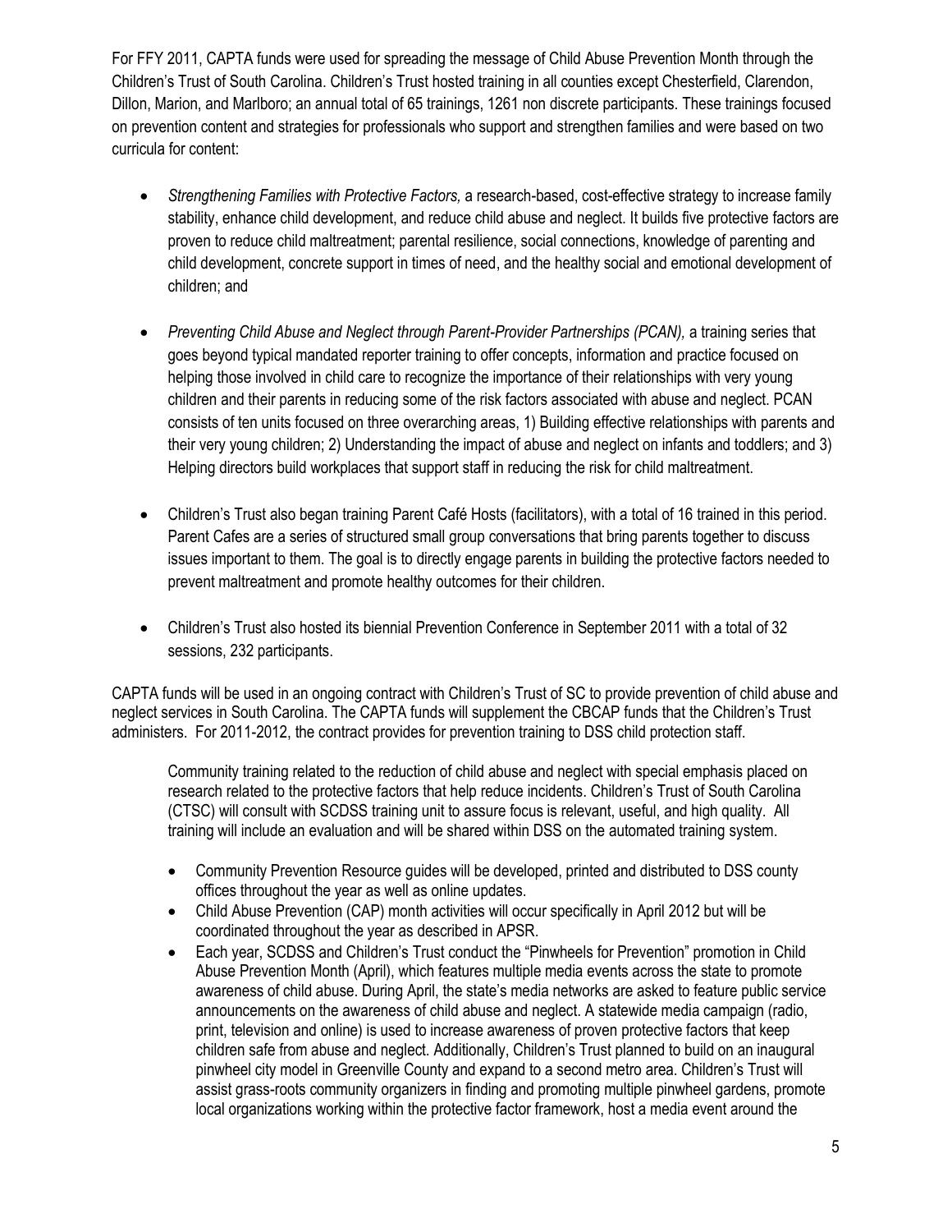For FFY 2011, CAPTA funds were used for spreading the message of Child Abuse Prevention Month through the Children's Trust of South Carolina. Children's Trust hosted training in all counties except Chesterfield, Clarendon, Dillon, Marion, and Marlboro; an annual total of 65 trainings, 1261 non discrete participants. These trainings focused on prevention content and strategies for professionals who support and strengthen families and were based on two curricula for content:

- *Strengthening Families with Protective Factors,* a research-based, cost-effective strategy to increase family stability, enhance child development, and reduce child abuse and neglect. It builds five protective factors are proven to reduce child maltreatment; parental resilience, social connections, knowledge of parenting and child development, concrete support in times of need, and the healthy social and emotional development of children; and

- *Preventing Child Abuse and Neglect through Parent-Provider Partnerships (PCAN),* a training series that goes beyond typical mandated reporter training to offer concepts, information and practice focused on helping those involved in child care to recognize the importance of their relationships with very young children and their parents in reducing some of the risk factors associated with abuse and neglect. PCAN consists of ten units focused on three overarching areas, 1) Building effective relationships with parents and their very young children; 2) Understanding the impact of abuse and neglect on infants and toddlers; and 3) Helping directors build workplaces that support staff in reducing the risk for child maltreatment.

- Children's Trust also began training Parent Café Hosts (facilitators), with a total of 16 trained in this period. Parent Cafes are a series of structured small group conversations that bring parents together to discuss issues important to them. The goal is to directly engage parents in building the protective factors needed to prevent maltreatment and promote healthy outcomes for their children.

- Children's Trust also hosted its biennial Prevention Conference in September 2011 with a total of 32 sessions, 232 participants.

CAPTA funds will be used in an ongoing contract with Children's Trust of SC to provide prevention of child abuse and neglect services in South Carolina. The CAPTA funds will supplement the CBCAP funds that the Children's Trust administers. For 2011-2012, the contract provides for prevention training to DSS child protection staff.

Community training related to the reduction of child abuse and neglect with special emphasis placed on research related to the protective factors that help reduce incidents. Children's Trust of South Carolina (CTSC) will consult with SCDSS training unit to assure focus is relevant, useful, and high quality. All training will include an evaluation and will be shared within DSS on the automated training system.

- Community Prevention Resource guides will be developed, printed and distributed to DSS county offices throughout the year as well as online updates.
- Child Abuse Prevention (CAP) month activities will occur specifically in April 2012 but will be coordinated throughout the year as described in APSR.
- Each year, SCDSS and Children's Trust conduct the "Pinwheels for Prevention" promotion in Child Abuse Prevention Month (April), which features multiple media events across the state to promote awareness of child abuse. During April, the state's media networks are asked to feature public service announcements on the awareness of child abuse and neglect. A statewide media campaign (radio, print, television and online) is used to increase awareness of proven protective factors that keep children safe from abuse and neglect. Additionally, Children's Trust planned to build on an inaugural pinwheel city model in Greenville County and expand to a second metro area. Children's Trust will assist grass-roots community organizers in finding and promoting multiple pinwheel gardens, promote local organizations working within the protective factor framework, host a media event around the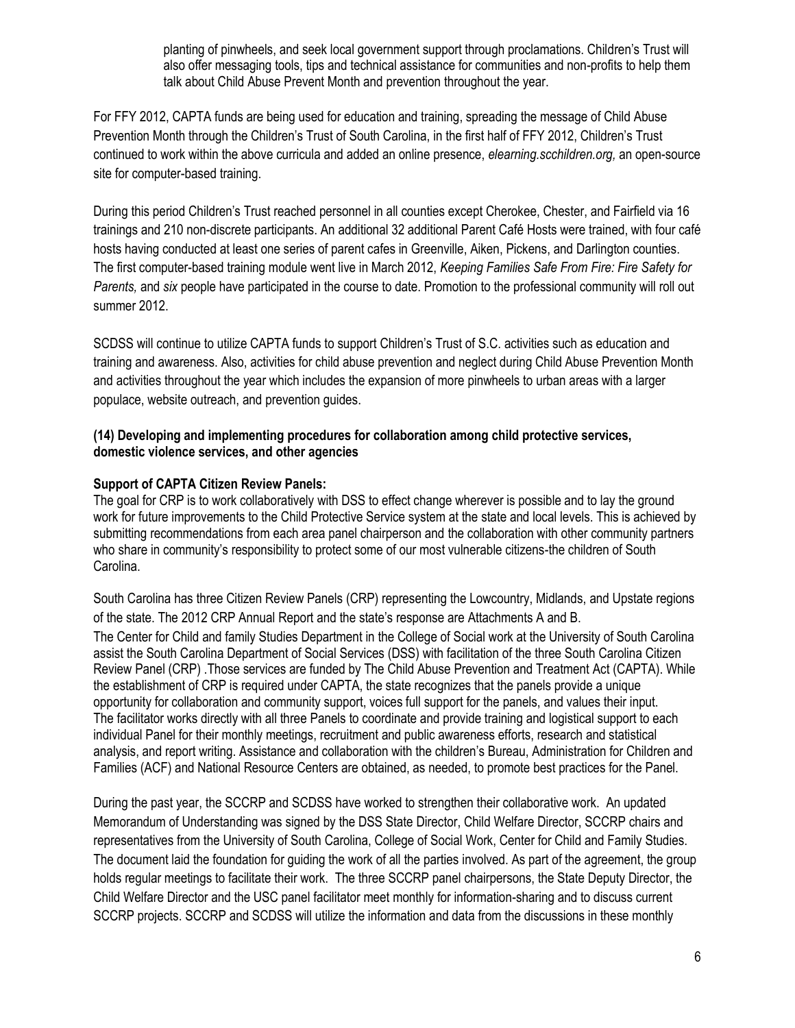planting of pinwheels, and seek local government support through proclamations. Children's Trust will also offer messaging tools, tips and technical assistance for communities and non-profits to help them talk about Child Abuse Prevent Month and prevention throughout the year.

For FFY 2012, CAPTA funds are being used for education and training, spreading the message of Child Abuse Prevention Month through the Children's Trust of South Carolina, in the first half of FFY 2012, Children's Trust continued to work within the above curricula and added an online presence, *elearning.scchildren.org,* an open-source site for computer-based training.

During this period Children's Trust reached personnel in all counties except Cherokee, Chester, and Fairfield via 16 trainings and 210 non-discrete participants. An additional 32 additional Parent Café Hosts were trained, with four café hosts having conducted at least one series of parent cafes in Greenville, Aiken, Pickens, and Darlington counties. The first computer-based training module went live in March 2012, *Keeping Families Safe From Fire: Fire Safety for Parents,* and *six* people have participated in the course to date. Promotion to the professional community will roll out summer 2012.

SCDSS will continue to utilize CAPTA funds to support Children's Trust of S.C. activities such as education and training and awareness. Also, activities for child abuse prevention and neglect during Child Abuse Prevention Month and activities throughout the year which includes the expansion of more pinwheels to urban areas with a larger populace, website outreach, and prevention guides.

**(14) Developing and implementing procedures for collaboration among child protective services, domestic violence services, and other agencies**

**Support of CAPTA Citizen Review Panels:**

The goal for CRP is to work collaboratively with DSS to effect change wherever is possible and to lay the ground work for future improvements to the Child Protective Service system at the state and local levels. This is achieved by submitting recommendations from each area panel chairperson and the collaboration with other community partners who share in community's responsibility to protect some of our most vulnerable citizens-the children of South Carolina.

South Carolina has three Citizen Review Panels (CRP) representing the Lowcountry, Midlands, and Upstate regions of the state. The 2012 CRP Annual Report and the state's response are Attachments A and B.

The Center for Child and family Studies Department in the College of Social work at the University of South Carolina assist the South Carolina Department of Social Services (DSS) with facilitation of the three South Carolina Citizen Review Panel (CRP) .Those services are funded by The Child Abuse Prevention and Treatment Act (CAPTA). While the establishment of CRP is required under CAPTA, the state recognizes that the panels provide a unique opportunity for collaboration and community support, voices full support for the panels, and values their input. The facilitator works directly with all three Panels to coordinate and provide training and logistical support to each individual Panel for their monthly meetings, recruitment and public awareness efforts, research and statistical analysis, and report writing. Assistance and collaboration with the children's Bureau, Administration for Children and Families (ACF) and National Resource Centers are obtained, as needed, to promote best practices for the Panel.

During the past year, the SCCRP and SCDSS have worked to strengthen their collaborative work. An updated Memorandum of Understanding was signed by the DSS State Director, Child Welfare Director, SCCRP chairs and representatives from the University of South Carolina, College of Social Work, Center for Child and Family Studies. The document laid the foundation for guiding the work of all the parties involved. As part of the agreement, the group holds regular meetings to facilitate their work. The three SCCRP panel chairpersons, the State Deputy Director, the Child Welfare Director and the USC panel facilitator meet monthly for information-sharing and to discuss current SCCRP projects. SCCRP and SCDSS will utilize the information and data from the discussions in these monthly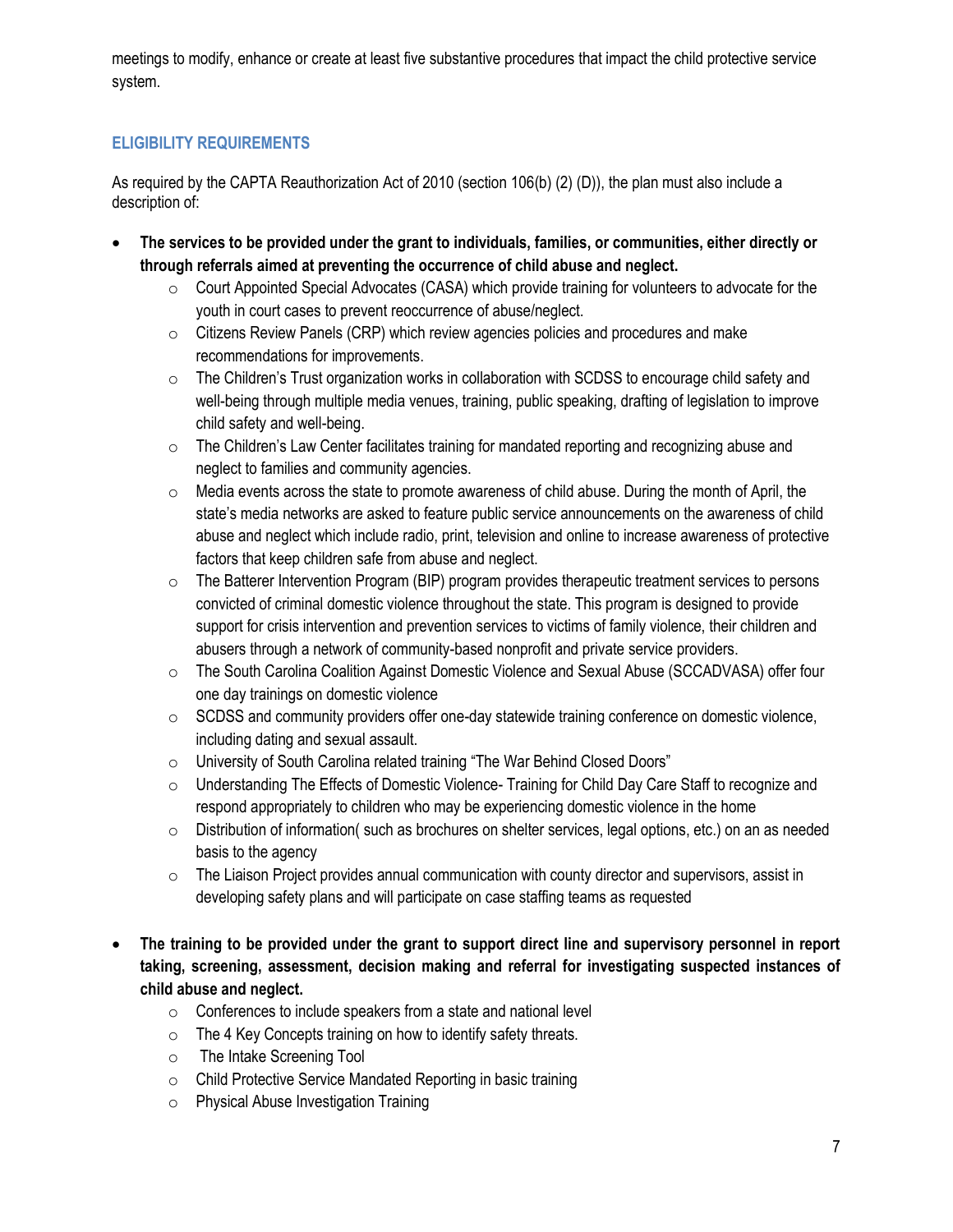meetings to modify, enhance or create at least five substantive procedures that impact the child protective service system.

## ELIGIBILITY REQUIREMENTS

As required by the CAPTA Reauthorization Act of 2010 (section 106(b) (2) (D)), the plan must also include a description of:

- **The services to be provided under the grant to individuals, families, or communities, either directly or through referrals aimed at preventing the occurrence of child abuse and neglect.**
  - Court Appointed Special Advocates (CASA) which provide training for volunteers to advocate for the youth in court cases to prevent reoccurrence of abuse/neglect.
  - Citizens Review Panels (CRP) which review agencies policies and procedures and make recommendations for improvements.
  - The Children's Trust organization works in collaboration with SCDSS to encourage child safety and well-being through multiple media venues, training, public speaking, drafting of legislation to improve child safety and well-being.
  - The Children's Law Center facilitates training for mandated reporting and recognizing abuse and neglect to families and community agencies.
  - Media events across the state to promote awareness of child abuse. During the month of April, the state's media networks are asked to feature public service announcements on the awareness of child abuse and neglect which include radio, print, television and online to increase awareness of protective factors that keep children safe from abuse and neglect.
  - The Batterer Intervention Program (BIP) program provides therapeutic treatment services to persons convicted of criminal domestic violence throughout the state. This program is designed to provide support for crisis intervention and prevention services to victims of family violence, their children and abusers through a network of community-based nonprofit and private service providers.
  - The South Carolina Coalition Against Domestic Violence and Sexual Abuse (SCCADVASA) offer four one day trainings on domestic violence
  - SCDSS and community providers offer one-day statewide training conference on domestic violence, including dating and sexual assault.
  - University of South Carolina related training "The War Behind Closed Doors"
  - Understanding The Effects of Domestic Violence- Training for Child Day Care Staff to recognize and respond appropriately to children who may be experiencing domestic violence in the home
  - Distribution of information( such as brochures on shelter services, legal options, etc.) on an as needed basis to the agency
  - The Liaison Project provides annual communication with county director and supervisors, assist in developing safety plans and will participate on case staffing teams as requested

- **The training to be provided under the grant to support direct line and supervisory personnel in report taking, screening, assessment, decision making and referral for investigating suspected instances of child abuse and neglect.**
  - Conferences to include speakers from a state and national level
  - The 4 Key Concepts training on how to identify safety threats.
  - The Intake Screening Tool
  - Child Protective Service Mandated Reporting in basic training
  - Physical Abuse Investigation Training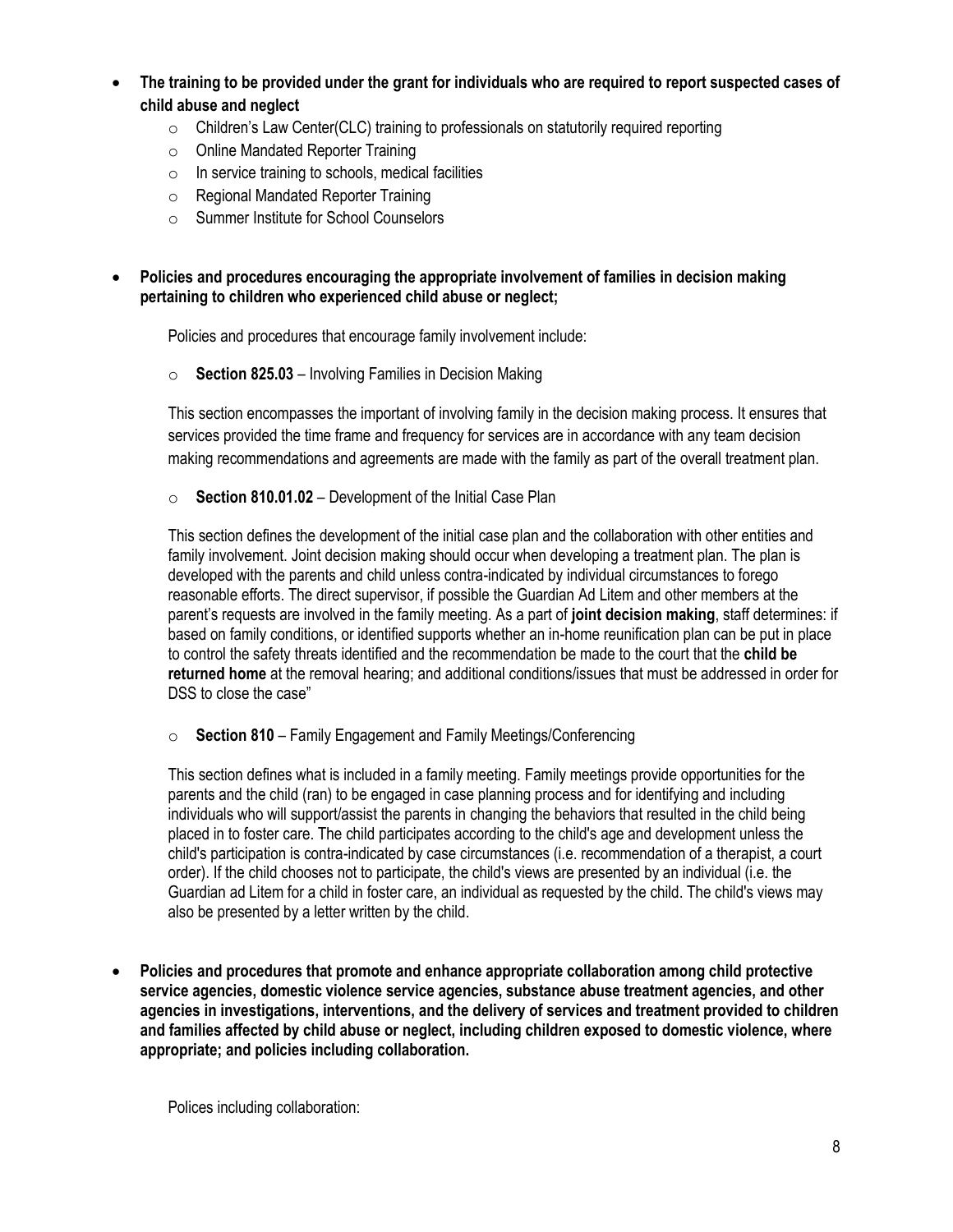- **The training to be provided under the grant for individuals who are required to report suspected cases of child abuse and neglect**
  - Children's Law Center(CLC) training to professionals on statutorily required reporting
  - Online Mandated Reporter Training
  - In service training to schools, medical facilities
  - Regional Mandated Reporter Training
  - Summer Institute for School Counselors

- **Policies and procedures encouraging the appropriate involvement of families in decision making pertaining to children who experienced child abuse or neglect;**

  Policies and procedures that encourage family involvement include:

  - **Section 825.03** – Involving Families in Decision Making

  This section encompasses the important of involving family in the decision making process. It ensures that services provided the time frame and frequency for services are in accordance with any team decision making recommendations and agreements are made with the family as part of the overall treatment plan.

  - **Section 810.01.02** – Development of the Initial Case Plan

  This section defines the development of the initial case plan and the collaboration with other entities and family involvement. Joint decision making should occur when developing a treatment plan. The plan is developed with the parents and child unless contra-indicated by individual circumstances to forego reasonable efforts. The direct supervisor, if possible the Guardian Ad Litem and other members at the parent's requests are involved in the family meeting. As a part of **joint decision making**, staff determines: if based on family conditions, or identified supports whether an in-home reunification plan can be put in place to control the safety threats identified and the recommendation be made to the court that the **child be returned home** at the removal hearing; and additional conditions/issues that must be addressed in order for DSS to close the case"

  - **Section 810** – Family Engagement and Family Meetings/Conferencing

  This section defines what is included in a family meeting. Family meetings provide opportunities for the parents and the child (ran) to be engaged in case planning process and for identifying and including individuals who will support/assist the parents in changing the behaviors that resulted in the child being placed in to foster care. The child participates according to the child's age and development unless the child's participation is contra-indicated by case circumstances (i.e. recommendation of a therapist, a court order). If the child chooses not to participate, the child's views are presented by an individual (i.e. the Guardian ad Litem for a child in foster care, an individual as requested by the child. The child's views may also be presented by a letter written by the child.

- **Policies and procedures that promote and enhance appropriate collaboration among child protective service agencies, domestic violence service agencies, substance abuse treatment agencies, and other agencies in investigations, interventions, and the delivery of services and treatment provided to children and families affected by child abuse or neglect, including children exposed to domestic violence, where appropriate; and policies including collaboration.**

  Polices including collaboration: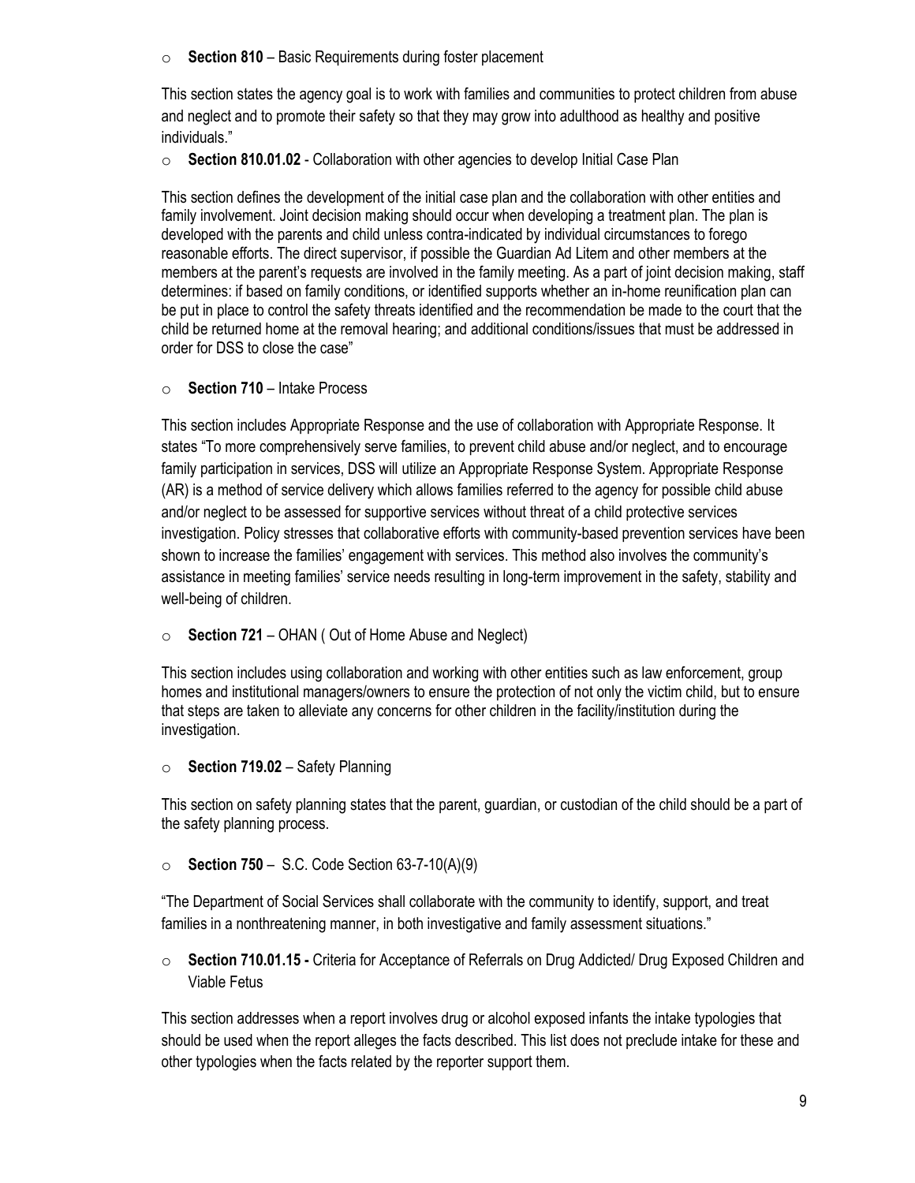- **Section 810** – Basic Requirements during foster placement

This section states the agency goal is to work with families and communities to protect children from abuse and neglect and to promote their safety so that they may grow into adulthood as healthy and positive individuals."

- **Section 810.01.02** - Collaboration with other agencies to develop Initial Case Plan

This section defines the development of the initial case plan and the collaboration with other entities and family involvement. Joint decision making should occur when developing a treatment plan. The plan is developed with the parents and child unless contra-indicated by individual circumstances to forego reasonable efforts. The direct supervisor, if possible the Guardian Ad Litem and other members at the members at the parent's requests are involved in the family meeting. As a part of joint decision making, staff determines: if based on family conditions, or identified supports whether an in-home reunification plan can be put in place to control the safety threats identified and the recommendation be made to the court that the child be returned home at the removal hearing; and additional conditions/issues that must be addressed in order for DSS to close the case"

- **Section 710** – Intake Process

This section includes Appropriate Response and the use of collaboration with Appropriate Response. It states "To more comprehensively serve families, to prevent child abuse and/or neglect, and to encourage family participation in services, DSS will utilize an Appropriate Response System. Appropriate Response (AR) is a method of service delivery which allows families referred to the agency for possible child abuse and/or neglect to be assessed for supportive services without threat of a child protective services investigation. Policy stresses that collaborative efforts with community-based prevention services have been shown to increase the families' engagement with services. This method also involves the community's assistance in meeting families' service needs resulting in long-term improvement in the safety, stability and well-being of children.

- **Section 721** – OHAN ( Out of Home Abuse and Neglect)

This section includes using collaboration and working with other entities such as law enforcement, group homes and institutional managers/owners to ensure the protection of not only the victim child, but to ensure that steps are taken to alleviate any concerns for other children in the facility/institution during the investigation.

- **Section 719.02** – Safety Planning

This section on safety planning states that the parent, guardian, or custodian of the child should be a part of the safety planning process.

- **Section 750** – S.C. Code Section 63-7-10(A)(9)

"The Department of Social Services shall collaborate with the community to identify, support, and treat families in a nonthreatening manner, in both investigative and family assessment situations."

- **Section 710.01.15 -** Criteria for Acceptance of Referrals on Drug Addicted/ Drug Exposed Children and Viable Fetus

This section addresses when a report involves drug or alcohol exposed infants the intake typologies that should be used when the report alleges the facts described. This list does not preclude intake for these and other typologies when the facts related by the reporter support them.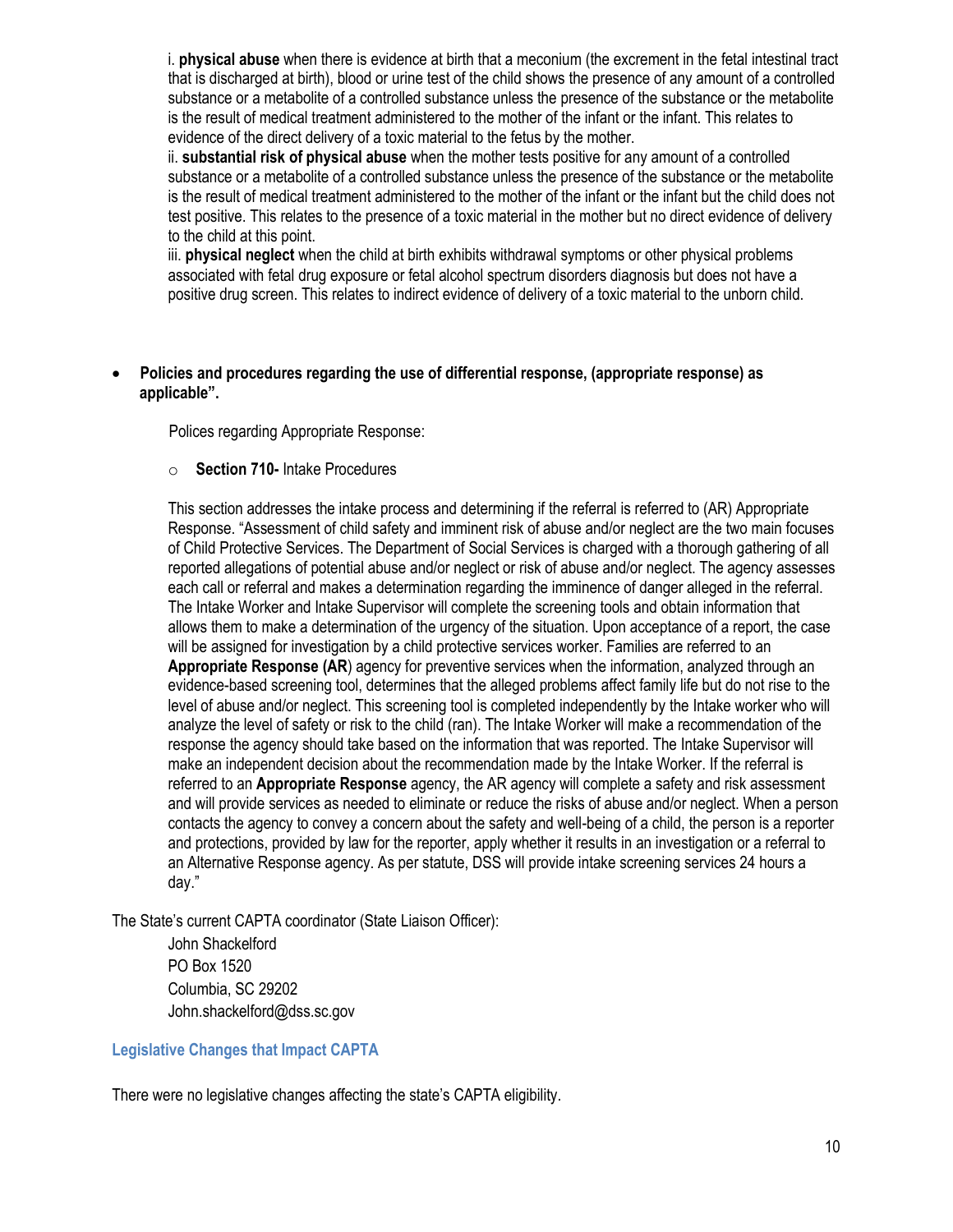i. **physical abuse** when there is evidence at birth that a meconium (the excrement in the fetal intestinal tract that is discharged at birth), blood or urine test of the child shows the presence of any amount of a controlled substance or a metabolite of a controlled substance unless the presence of the substance or the metabolite is the result of medical treatment administered to the mother of the infant or the infant. This relates to evidence of the direct delivery of a toxic material to the fetus by the mother.

ii. **substantial risk of physical abuse** when the mother tests positive for any amount of a controlled substance or a metabolite of a controlled substance unless the presence of the substance or the metabolite is the result of medical treatment administered to the mother of the infant or the infant but the child does not test positive. This relates to the presence of a toxic material in the mother but no direct evidence of delivery to the child at this point.

iii. **physical neglect** when the child at birth exhibits withdrawal symptoms or other physical problems associated with fetal drug exposure or fetal alcohol spectrum disorders diagnosis but does not have a positive drug screen. This relates to indirect evidence of delivery of a toxic material to the unborn child.

- **Policies and procedures regarding the use of differential response, (appropriate response) as applicable".**

  Polices regarding Appropriate Response:

  - **Section 710-** Intake Procedures

  This section addresses the intake process and determining if the referral is referred to (AR) Appropriate Response. "Assessment of child safety and imminent risk of abuse and/or neglect are the two main focuses of Child Protective Services. The Department of Social Services is charged with a thorough gathering of all reported allegations of potential abuse and/or neglect or risk of abuse and/or neglect. The agency assesses each call or referral and makes a determination regarding the imminence of danger alleged in the referral. The Intake Worker and Intake Supervisor will complete the screening tools and obtain information that allows them to make a determination of the urgency of the situation. Upon acceptance of a report, the case will be assigned for investigation by a child protective services worker. Families are referred to an **Appropriate Response (AR**) agency for preventive services when the information, analyzed through an evidence-based screening tool, determines that the alleged problems affect family life but do not rise to the level of abuse and/or neglect. This screening tool is completed independently by the Intake worker who will analyze the level of safety or risk to the child (ran). The Intake Worker will make a recommendation of the response the agency should take based on the information that was reported. The Intake Supervisor will make an independent decision about the recommendation made by the Intake Worker. If the referral is referred to an **Appropriate Response** agency, the AR agency will complete a safety and risk assessment and will provide services as needed to eliminate or reduce the risks of abuse and/or neglect. When a person contacts the agency to convey a concern about the safety and well-being of a child, the person is a reporter and protections, provided by law for the reporter, apply whether it results in an investigation or a referral to an Alternative Response agency. As per statute, DSS will provide intake screening services 24 hours a day."

The State's current CAPTA coordinator (State Liaison Officer):

John Shackelford
PO Box 1520
Columbia, SC 29202
John.shackelford@dss.sc.gov

## Legislative Changes that Impact CAPTA

There were no legislative changes affecting the state's CAPTA eligibility.